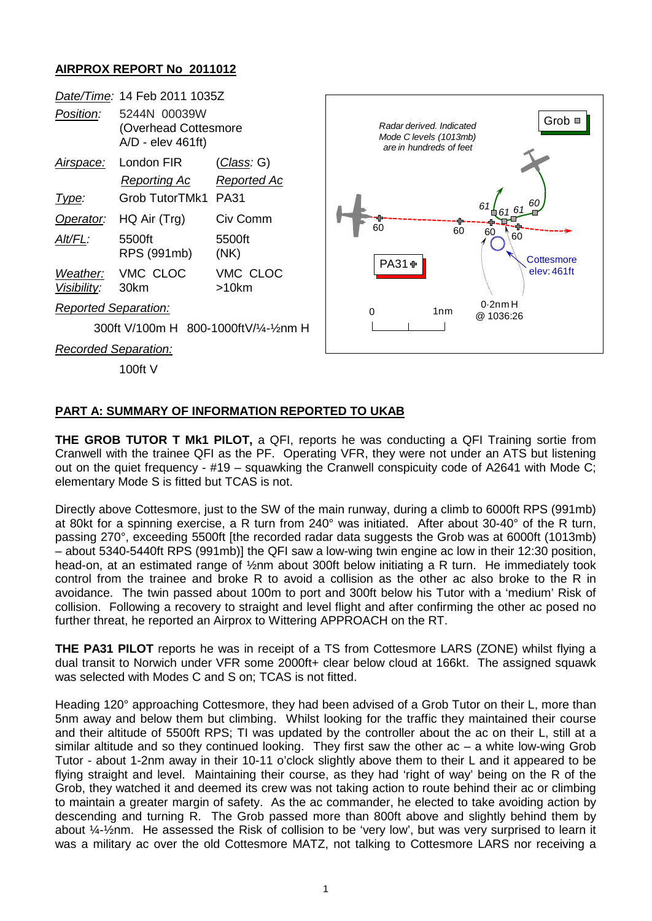## AIRPROX REPORT No 2011012

| | | |
|---|---|---|
| *Date/Time:* | 14 Feb 2011 1035Z | |
| *Position:* | 5244N 00039W (Overhead Cottesmore A/D - elev 461ft) | |
| *Airspace:* | London FIR | (*Class*: G) |
| | *Reporting Ac* | *Reported Ac* |
| *Type:* | Grob TutorTMk1 | PA31 |
| *Operator:* | HQ Air (Trg) | Civ Comm |
| *Alt/FL:* | 5500ft RPS (991mb) | 5500ft (NK) |
| *Weather:* | VMC CLOC | VMC CLOC |
| *Visibility:* | 30km | >10km |
| *Reported Separation:* | | |
| | 300ft V/100m H | 800-1000ftV/¼-½nm H |
| *Recorded Separation:* | | |
| | 100ft V | |

*Radar derived. Indicated Mode C levels (1013mb) are in hundreds of feet*

Grob | PA31 | Cottesmore elev: 461ft | 0·2nm H @ 1036:26 | 0 | 1nm

### PART A: SUMMARY OF INFORMATION REPORTED TO UKAB

**THE GROB TUTOR T Mk1 PILOT,** a QFI, reports he was conducting a QFI Training sortie from Cranwell with the trainee QFI as the PF. Operating VFR, they were not under an ATS but listening out on the quiet frequency - #19 – squawking the Cranwell conspicuity code of A2641 with Mode C; elementary Mode S is fitted but TCAS is not.

Directly above Cottesmore, just to the SW of the main runway, during a climb to 6000ft RPS (991mb) at 80kt for a spinning exercise, a R turn from 240° was initiated. After about 30-40° of the R turn, passing 270°, exceeding 5500ft [the recorded radar data suggests the Grob was at 6000ft (1013mb) – about 5340-5440ft RPS (991mb)] the QFI saw a low-wing twin engine ac low in their 12:30 position, head-on, at an estimated range of ½nm about 300ft below initiating a R turn. He immediately took control from the trainee and broke R to avoid a collision as the other ac also broke to the R in avoidance. The twin passed about 100m to port and 300ft below his Tutor with a 'medium' Risk of collision. Following a recovery to straight and level flight and after confirming the other ac posed no further threat, he reported an Airprox to Wittering APPROACH on the RT.

**THE PA31 PILOT** reports he was in receipt of a TS from Cottesmore LARS (ZONE) whilst flying a dual transit to Norwich under VFR some 2000ft+ clear below cloud at 166kt. The assigned squawk was selected with Modes C and S on; TCAS is not fitted.

Heading 120° approaching Cottesmore, they had been advised of a Grob Tutor on their L, more than 5nm away and below them but climbing. Whilst looking for the traffic they maintained their course and their altitude of 5500ft RPS; TI was updated by the controller about the ac on their L, still at a similar altitude and so they continued looking. They first saw the other ac – a white low-wing Grob Tutor - about 1-2nm away in their 10-11 o'clock slightly above them to their L and it appeared to be flying straight and level. Maintaining their course, as they had 'right of way' being on the R of the Grob, they watched it and deemed its crew was not taking action to route behind their ac or climbing to maintain a greater margin of safety. As the ac commander, he elected to take avoiding action by descending and turning R. The Grob passed more than 800ft above and slightly behind them by about ¼-½nm. He assessed the Risk of collision to be 'very low', but was very surprised to learn it was a military ac over the old Cottesmore MATZ, not talking to Cottesmore LARS nor receiving a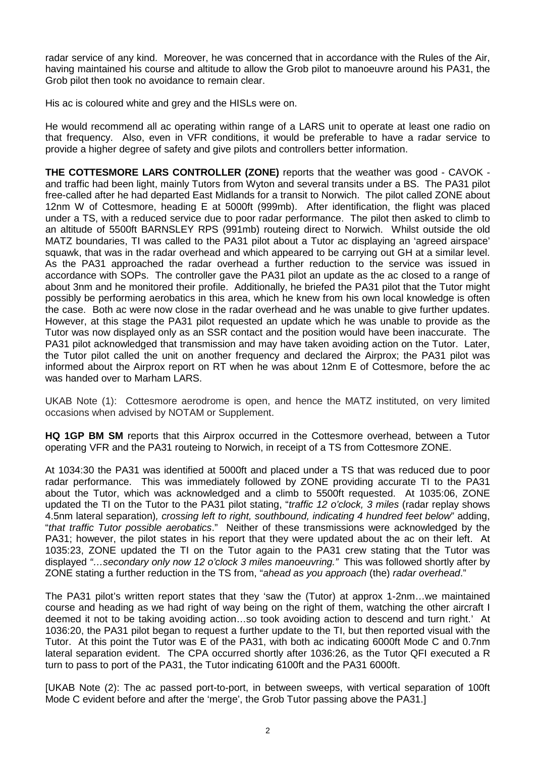radar service of any kind. Moreover, he was concerned that in accordance with the Rules of the Air, having maintained his course and altitude to allow the Grob pilot to manoeuvre around his PA31, the Grob pilot then took no avoidance to remain clear.

His ac is coloured white and grey and the HISLs were on.

He would recommend all ac operating within range of a LARS unit to operate at least one radio on that frequency. Also, even in VFR conditions, it would be preferable to have a radar service to provide a higher degree of safety and give pilots and controllers better information.

**THE COTTESMORE LARS CONTROLLER (ZONE)** reports that the weather was good - CAVOK - and traffic had been light, mainly Tutors from Wyton and several transits under a BS. The PA31 pilot free-called after he had departed East Midlands for a transit to Norwich. The pilot called ZONE about 12nm W of Cottesmore, heading E at 5000ft (999mb). After identification, the flight was placed under a TS, with a reduced service due to poor radar performance. The pilot then asked to climb to an altitude of 5500ft BARNSLEY RPS (991mb) routeing direct to Norwich. Whilst outside the old MATZ boundaries, TI was called to the PA31 pilot about a Tutor ac displaying an 'agreed airspace' squawk, that was in the radar overhead and which appeared to be carrying out GH at a similar level. As the PA31 approached the radar overhead a further reduction to the service was issued in accordance with SOPs. The controller gave the PA31 pilot an update as the ac closed to a range of about 3nm and he monitored their profile. Additionally, he briefed the PA31 pilot that the Tutor might possibly be performing aerobatics in this area, which he knew from his own local knowledge is often the case. Both ac were now close in the radar overhead and he was unable to give further updates. However, at this stage the PA31 pilot requested an update which he was unable to provide as the Tutor was now displayed only as an SSR contact and the position would have been inaccurate. The PA31 pilot acknowledged that transmission and may have taken avoiding action on the Tutor. Later, the Tutor pilot called the unit on another frequency and declared the Airprox; the PA31 pilot was informed about the Airprox report on RT when he was about 12nm E of Cottesmore, before the ac was handed over to Marham LARS.

UKAB Note (1): Cottesmore aerodrome is open, and hence the MATZ instituted, on very limited occasions when advised by NOTAM or Supplement.

**HQ 1GP BM SM** reports that this Airprox occurred in the Cottesmore overhead, between a Tutor operating VFR and the PA31 routeing to Norwich, in receipt of a TS from Cottesmore ZONE.

At 1034:30 the PA31 was identified at 5000ft and placed under a TS that was reduced due to poor radar performance. This was immediately followed by ZONE providing accurate TI to the PA31 about the Tutor, which was acknowledged and a climb to 5500ft requested. At 1035:06, ZONE updated the TI on the Tutor to the PA31 pilot stating, "*traffic 12 o'clock, 3 miles* (radar replay shows 4.5nm lateral separation)*, crossing left to right, southbound, indicating 4 hundred feet below*" adding, "*that traffic Tutor possible aerobatics*." Neither of these transmissions were acknowledged by the PA31; however, the pilot states in his report that they were updated about the ac on their left. At 1035:23, ZONE updated the TI on the Tutor again to the PA31 crew stating that the Tutor was displayed *"…secondary only now 12 o'clock 3 miles manoeuvring."* This was followed shortly after by ZONE stating a further reduction in the TS from, "*ahead as you approach* (the) *radar overhead*."

The PA31 pilot's written report states that they 'saw the (Tutor) at approx 1-2nm…we maintained course and heading as we had right of way being on the right of them, watching the other aircraft I deemed it not to be taking avoiding action…so took avoiding action to descend and turn right.' At 1036:20, the PA31 pilot began to request a further update to the TI, but then reported visual with the Tutor. At this point the Tutor was E of the PA31, with both ac indicating 6000ft Mode C and 0.7nm lateral separation evident. The CPA occurred shortly after 1036:26, as the Tutor QFI executed a R turn to pass to port of the PA31, the Tutor indicating 6100ft and the PA31 6000ft.

[UKAB Note (2): The ac passed port-to-port, in between sweeps, with vertical separation of 100ft Mode C evident before and after the 'merge', the Grob Tutor passing above the PA31.]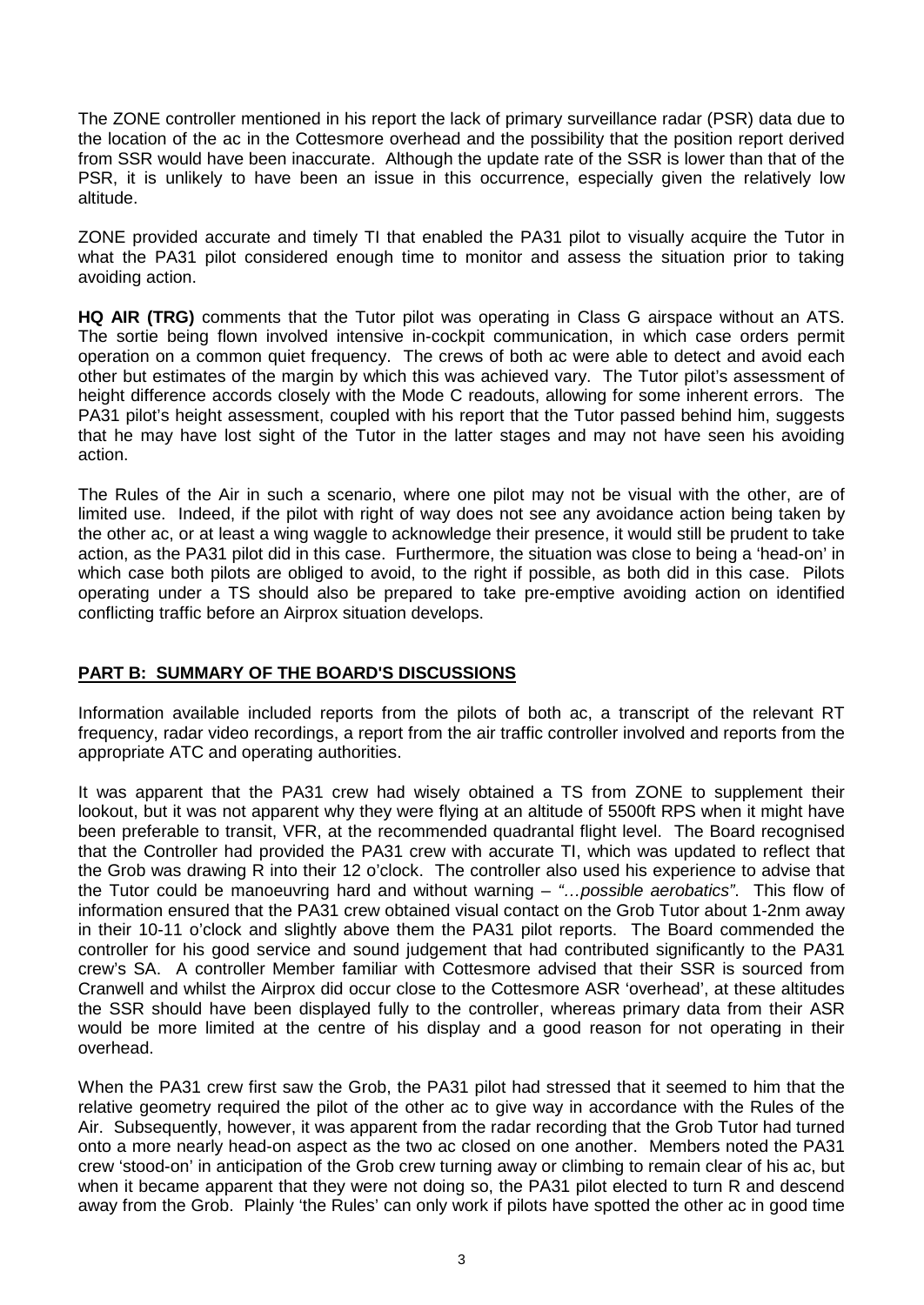The ZONE controller mentioned in his report the lack of primary surveillance radar (PSR) data due to the location of the ac in the Cottesmore overhead and the possibility that the position report derived from SSR would have been inaccurate. Although the update rate of the SSR is lower than that of the PSR, it is unlikely to have been an issue in this occurrence, especially given the relatively low altitude.

ZONE provided accurate and timely TI that enabled the PA31 pilot to visually acquire the Tutor in what the PA31 pilot considered enough time to monitor and assess the situation prior to taking avoiding action.

**HQ AIR (TRG)** comments that the Tutor pilot was operating in Class G airspace without an ATS. The sortie being flown involved intensive in-cockpit communication, in which case orders permit operation on a common quiet frequency. The crews of both ac were able to detect and avoid each other but estimates of the margin by which this was achieved vary. The Tutor pilot's assessment of height difference accords closely with the Mode C readouts, allowing for some inherent errors. The PA31 pilot's height assessment, coupled with his report that the Tutor passed behind him, suggests that he may have lost sight of the Tutor in the latter stages and may not have seen his avoiding action.

The Rules of the Air in such a scenario, where one pilot may not be visual with the other, are of limited use. Indeed, if the pilot with right of way does not see any avoidance action being taken by the other ac, or at least a wing waggle to acknowledge their presence, it would still be prudent to take action, as the PA31 pilot did in this case. Furthermore, the situation was close to being a 'head-on' in which case both pilots are obliged to avoid, to the right if possible, as both did in this case. Pilots operating under a TS should also be prepared to take pre-emptive avoiding action on identified conflicting traffic before an Airprox situation develops.

## PART B: SUMMARY OF THE BOARD'S DISCUSSIONS

Information available included reports from the pilots of both ac, a transcript of the relevant RT frequency, radar video recordings, a report from the air traffic controller involved and reports from the appropriate ATC and operating authorities.

It was apparent that the PA31 crew had wisely obtained a TS from ZONE to supplement their lookout, but it was not apparent why they were flying at an altitude of 5500ft RPS when it might have been preferable to transit, VFR, at the recommended quadrantal flight level. The Board recognised that the Controller had provided the PA31 crew with accurate TI, which was updated to reflect that the Grob was drawing R into their 12 o'clock. The controller also used his experience to advise that the Tutor could be manoeuvring hard and without warning – *"…possible aerobatics"*. This flow of information ensured that the PA31 crew obtained visual contact on the Grob Tutor about 1-2nm away in their 10-11 o'clock and slightly above them the PA31 pilot reports. The Board commended the controller for his good service and sound judgement that had contributed significantly to the PA31 crew's SA. A controller Member familiar with Cottesmore advised that their SSR is sourced from Cranwell and whilst the Airprox did occur close to the Cottesmore ASR 'overhead', at these altitudes the SSR should have been displayed fully to the controller, whereas primary data from their ASR would be more limited at the centre of his display and a good reason for not operating in their overhead.

When the PA31 crew first saw the Grob, the PA31 pilot had stressed that it seemed to him that the relative geometry required the pilot of the other ac to give way in accordance with the Rules of the Air. Subsequently, however, it was apparent from the radar recording that the Grob Tutor had turned onto a more nearly head-on aspect as the two ac closed on one another. Members noted the PA31 crew 'stood-on' in anticipation of the Grob crew turning away or climbing to remain clear of his ac, but when it became apparent that they were not doing so, the PA31 pilot elected to turn R and descend away from the Grob. Plainly 'the Rules' can only work if pilots have spotted the other ac in good time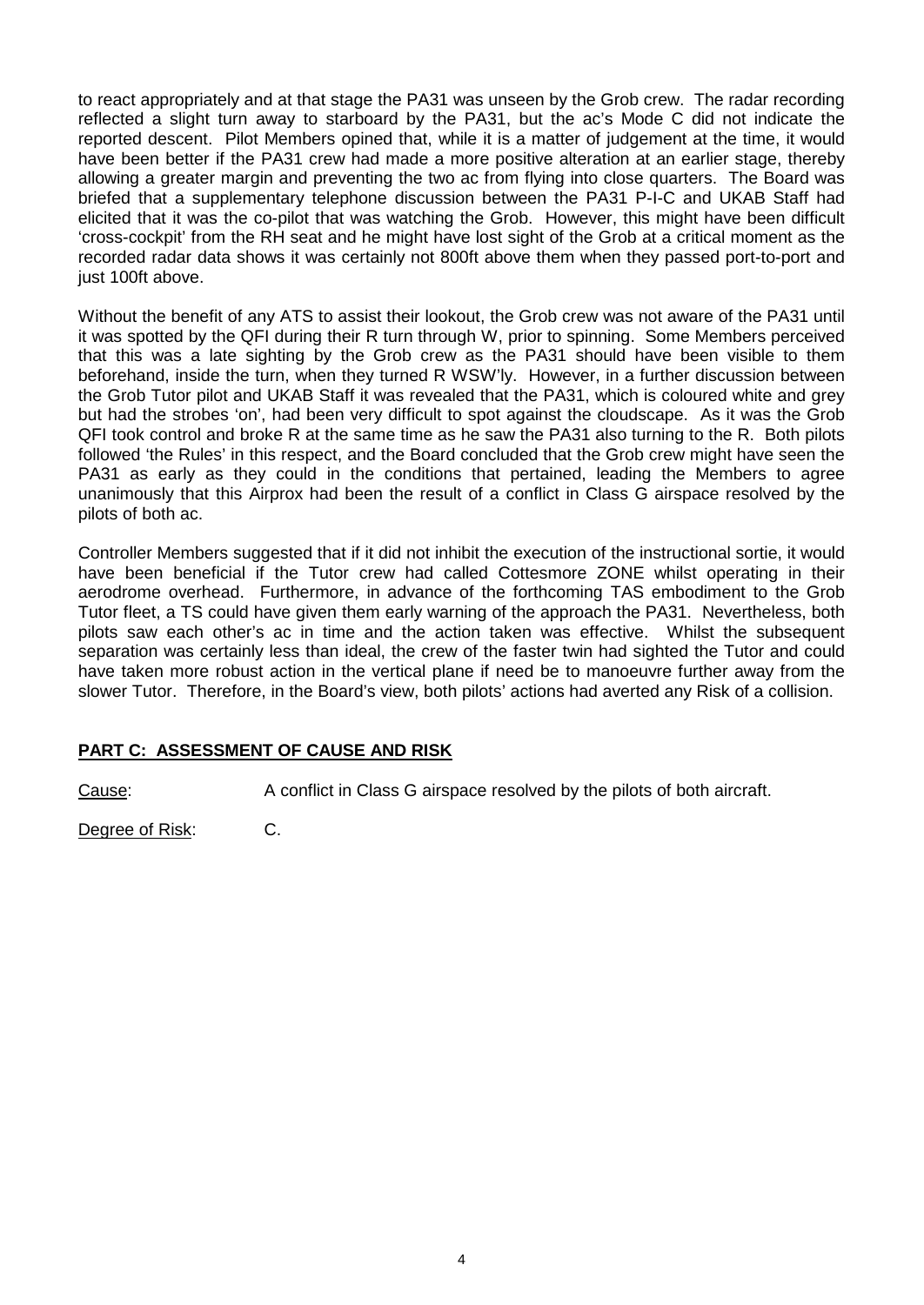to react appropriately and at that stage the PA31 was unseen by the Grob crew. The radar recording reflected a slight turn away to starboard by the PA31, but the ac's Mode C did not indicate the reported descent. Pilot Members opined that, while it is a matter of judgement at the time, it would have been better if the PA31 crew had made a more positive alteration at an earlier stage, thereby allowing a greater margin and preventing the two ac from flying into close quarters. The Board was briefed that a supplementary telephone discussion between the PA31 P-I-C and UKAB Staff had elicited that it was the co-pilot that was watching the Grob. However, this might have been difficult 'cross-cockpit' from the RH seat and he might have lost sight of the Grob at a critical moment as the recorded radar data shows it was certainly not 800ft above them when they passed port-to-port and just 100ft above.

Without the benefit of any ATS to assist their lookout, the Grob crew was not aware of the PA31 until it was spotted by the QFI during their R turn through W, prior to spinning. Some Members perceived that this was a late sighting by the Grob crew as the PA31 should have been visible to them beforehand, inside the turn, when they turned R WSW'ly. However, in a further discussion between the Grob Tutor pilot and UKAB Staff it was revealed that the PA31, which is coloured white and grey but had the strobes 'on', had been very difficult to spot against the cloudscape. As it was the Grob QFI took control and broke R at the same time as he saw the PA31 also turning to the R. Both pilots followed 'the Rules' in this respect, and the Board concluded that the Grob crew might have seen the PA31 as early as they could in the conditions that pertained, leading the Members to agree unanimously that this Airprox had been the result of a conflict in Class G airspace resolved by the pilots of both ac.

Controller Members suggested that if it did not inhibit the execution of the instructional sortie, it would have been beneficial if the Tutor crew had called Cottesmore ZONE whilst operating in their aerodrome overhead. Furthermore, in advance of the forthcoming TAS embodiment to the Grob Tutor fleet, a TS could have given them early warning of the approach the PA31. Nevertheless, both pilots saw each other's ac in time and the action taken was effective. Whilst the subsequent separation was certainly less than ideal, the crew of the faster twin had sighted the Tutor and could have taken more robust action in the vertical plane if need be to manoeuvre further away from the slower Tutor. Therefore, in the Board's view, both pilots' actions had averted any Risk of a collision.

## **PART C: ASSESSMENT OF CAUSE AND RISK**

Cause: A conflict in Class G airspace resolved by the pilots of both aircraft.

Degree of Risk: C.